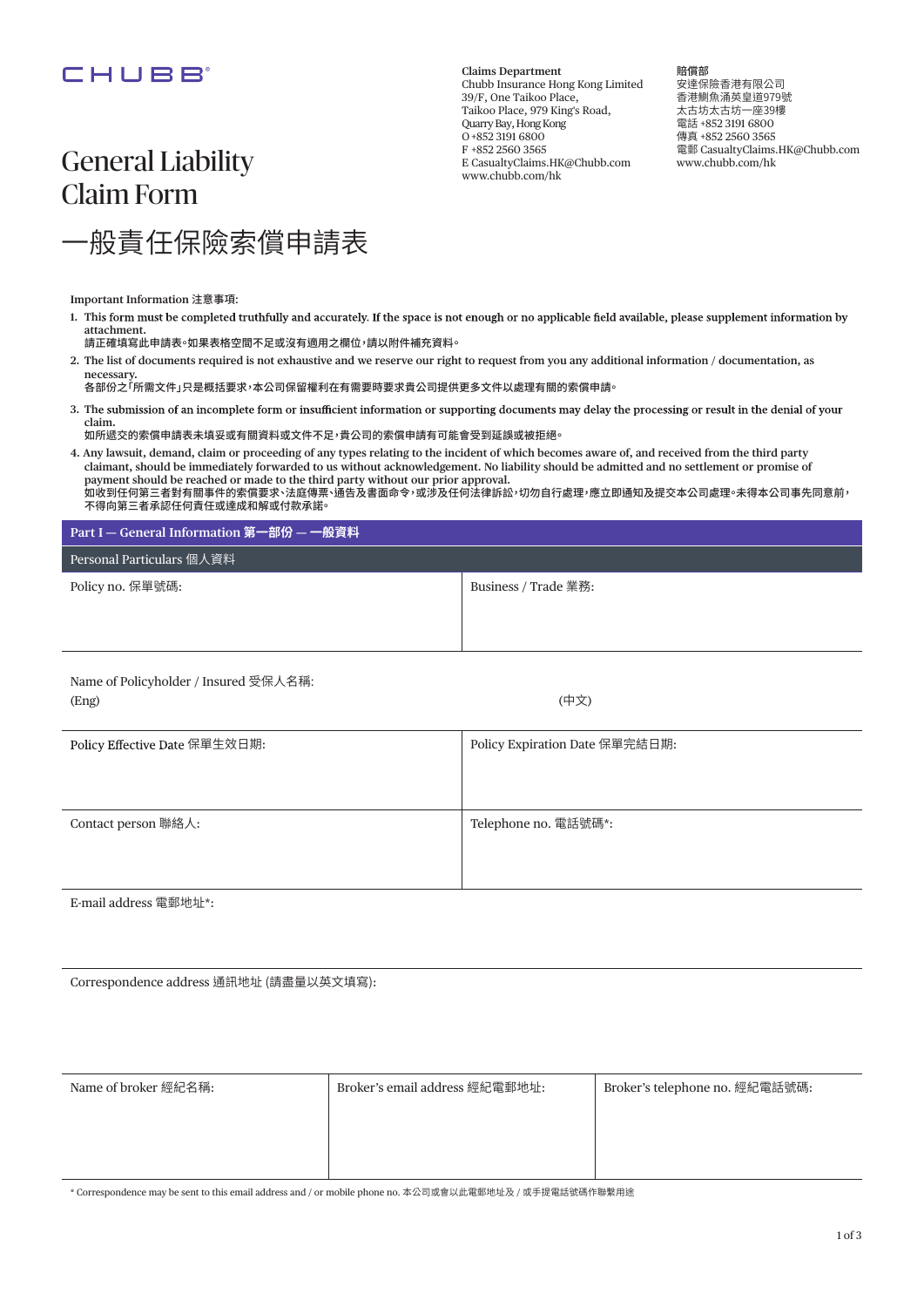CHUBB®

**Claims Department**
Chubb Insurance Hong Kong Limited
39/F, One Taikoo Place,
Taikoo Place, 979 King's Road,
Quarry Bay, Hong Kong
O +852 3191 6800
F +852 2560 3565
E CasualtyClaims.HK@Chubb.com
www.chubb.com/hk

**賠償部**
安達保險香港有限公司
香港鰂魚涌英皇道979號
太古坊太古坊一座39樓
電話 +852 3191 6800
傳真 +852 2560 3565
電郵 CasualtyClaims.HK@Chubb.com
www.chubb.com/hk

# General Liability Claim Form

# 一般責任保險索償申請表

**Important Information 注意事項:**

1. **This form must be completed truthfully and accurately. If the space is not enough or no applicable field available, please supplement information by attachment.**
   請正確填寫此申請表。如果表格空間不足或沒有適用之欄位，請以附件補充資料。
2. **The list of documents required is not exhaustive and we reserve our right to request from you any additional information / documentation, as necessary.**
   各部份之「所需文件」只是概括要求，本公司保留權利在有需要時要求貴公司提供更多文件以處理有關的索償申請。
3. **The submission of an incomplete form or insufficient information or supporting documents may delay the processing or result in the denial of your claim.**
   如所遞交的索償申請表未填妥或有關資料或文件不足，貴公司的索償申請有可能會受到延誤或被拒絕。
4. **Any lawsuit, demand, claim or proceeding of any types relating to the incident of which becomes aware of, and received from the third party claimant, should be immediately forwarded to us without acknowledgement. No liability should be admitted and no settlement or promise of payment should be reached or made to the third party without our prior approval.**
   如收到任何第三者對有關事件的索償要求、法庭傳票、通告及書面命令，或涉及任何法律訴訟，切勿自行處理，應立即通知及提交本公司處理。未得本公司事先同意前，不得向第三者承認任何責任或達成和解或付款承諾。

## Part I — General Information 第一部份 — 一般資料

### Personal Particulars 個人資料

| | |
|---|---|
| Policy no. 保單號碼: | Business / Trade 業務: |
| Name of Policyholder / Insured 受保人名稱:<br>(Eng) | (中文) |
| Policy Effective Date 保單生效日期: | Policy Expiration Date 保單完結日期: |
| Contact person 聯絡人: | Telephone no. 電話號碼*: |
| E-mail address 電郵地址*: | |
| Correspondence address 通訊地址 (請盡量以英文填寫): | |

| | | |
|---|---|---|
| Name of broker 經紀名稱: | Broker's email address 經紀電郵地址: | Broker's telephone no. 經紀電話號碼: |

\* Correspondence may be sent to this email address and / or mobile phone no. 本公司或會以此電郵地址及 / 或手提電話號碼作聯繫用途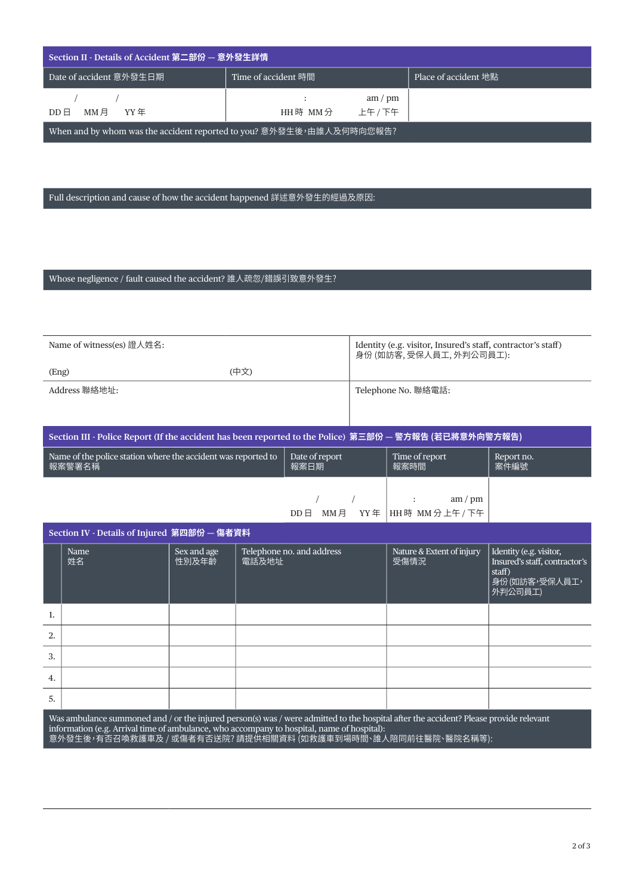## Section II - Details of Accident 第二部份 — 意外發生詳情

| Date of accident 意外發生日期 | Time of accident 時間 | Place of accident 地點 |
| --- | --- | --- |
| / / <br>DD 日 MM 月 YY 年 | : am / pm<br>HH 時 MM 分 上午 / 下午 | |

When and by whom was the accident reported to you? 意外發生後，由誰人及何時向您報告?

Full description and cause of how the accident happened 詳述意外發生的經過及原因:

Whose negligence / fault caused the accident? 誰人疏忽/錯誤引致意外發生?

| | |
| --- | --- |
| Name of witness(es) 證人姓名:<br>(Eng) (中文) | Identity (e.g. visitor, Insured's staff, contractor's staff)<br>身份 (如訪客, 受保人員工, 外判公司員工): |
| Address 聯絡地址: | Telephone No. 聯絡電話: |

## Section III - Police Report (If the accident has been reported to the Police) 第三部份 — 警方報告 (若已將意外向警方報告)

| Name of the police station where the accident was reported to<br>報案警署名稱 | Date of report<br>報案日期 | Time of report<br>報案時間 | Report no.<br>案件編號 |
| --- | --- | --- | --- |
| | / / <br>DD 日 MM 月 YY 年 | : am / pm<br>HH 時 MM 分 上午 / 下午 | |

## Section IV - Details of Injured 第四部份 — 傷者資料

| | Name<br>姓名 | Sex and age<br>性別及年齡 | Telephone no. and address<br>電話及地址 | Nature & Extent of injury<br>受傷情況 | Identity (e.g. visitor, Insured's staff, contractor's staff)<br>身份 (如訪客，受保人員工，外判公司員工) |
| --- | --- | --- | --- | --- | --- |
| 1. | | | | | |
| 2. | | | | | |
| 3. | | | | | |
| 4. | | | | | |
| 5. | | | | | |

Was ambulance summoned and / or the injured person(s) was / were admitted to the hospital after the accident? Please provide relevant information (e.g. Arrival time of ambulance, who accompany to hospital, name of hospital):
意外發生後，有否召喚救護車及 / 或傷者有否送院? 請提供相關資料 (如救護車到場時間、誰人陪同前往醫院、醫院名稱等):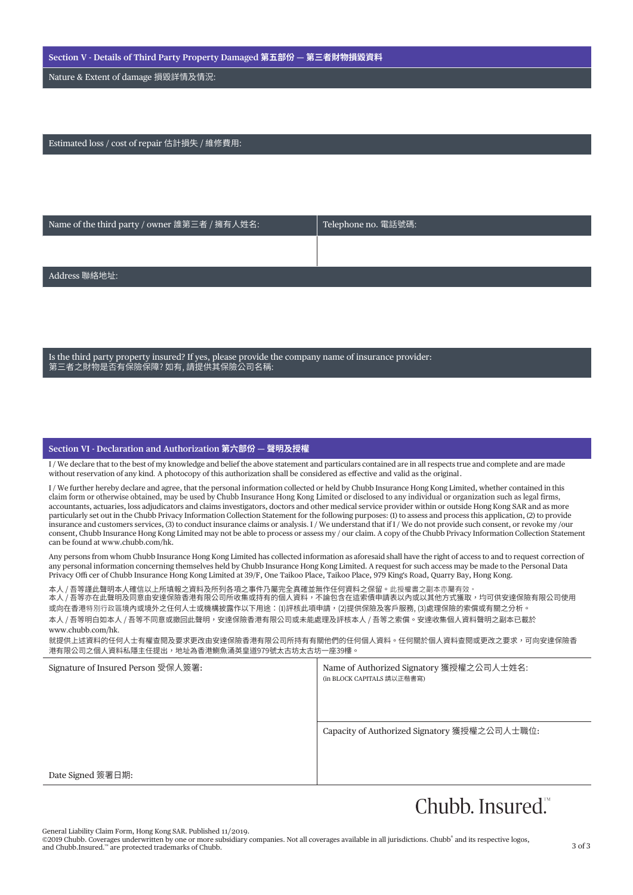## Section V - Details of Third Party Property Damaged 第五部份 — 第三者財物損毀資料

Nature & Extent of damage 損毀詳情及情況:

Estimated loss / cost of repair 估計損失 / 維修費用:

| Name of the third party / owner 誰第三者 / 擁有人姓名: | Telephone no. 電話號碼: |
| --- | --- |
| | |

Address 聯絡地址:

Is the third party property insured? If yes, please provide the company name of insurance provider:
第三者之財物是否有保險保障? 如有, 請提供其保險公司名稱:

## Section VI - Declaration and Authorization 第六部份 — 聲明及授權

I / We declare that to the best of my knowledge and belief the above statement and particulars contained are in all respects true and complete and are made without reservation of any kind. A photocopy of this authorization shall be considered as effective and valid as the original.

I / We further hereby declare and agree, that the personal information collected or held by Chubb Insurance Hong Kong Limited, whether contained in this claim form or otherwise obtained, may be used by Chubb Insurance Hong Kong Limited or disclosed to any individual or organization such as legal firms, accountants, actuaries, loss adjudicators and claims investigators, doctors and other medical service provider within or outside Hong Kong SAR and as more particularly set out in the Chubb Privacy Information Collection Statement for the following purposes: (1) to assess and process this application, (2) to provide insurance and customers services, (3) to conduct insurance claims or analysis. I / We understand that if I / We do not provide such consent, or revoke my /our consent, Chubb Insurance Hong Kong Limited may not be able to process or assess my / our claim. A copy of the Chubb Privacy Information Collection Statement can be found at www.chubb.com/hk.

Any persons from whom Chubb Insurance Hong Kong Limited has collected information as aforesaid shall have the right of access to and to request correction of any personal information concerning themselves held by Chubb Insurance Hong Kong Limited. A request for such access may be made to the Personal Data Privacy Offi cer of Chubb Insurance Hong Kong Limited at 39/F, One Taikoo Place, Taikoo Place, 979 King's Road, Quarry Bay, Hong Kong.

本人 / 吾等謹此聲明本人確信以上所填報之資料及所列各項之事件乃屬完全真確並無作任何資料之保留。此授權書之副本亦屬有效。
本人 / 吾等亦在此聲明及同意由安達保險香港有限公司所收集或持有的個人資料，不論包含在這索償申請表以內或以其他方式獲取，均可供安達保險有限公司使用或向在香港特別行政區境內或境外之任何人士或機構披露作以下用途：(1)評核此項申請，(2)提供保險及客戶服務, (3)處理保險的索償或有關之分析。
本人 / 吾等明白如本人 / 吾等不同意或撤回此聲明，安達保險香港有限公司或未能處理及評核本人 / 吾等之索償。安達收集個人資料聲明之副本已載於 www.chubb.com/hk.
就提供上述資料的任何人士有權查閱及要求更改由安達保險香港有限公司所持有有關他們的任何個人資料。任何關於個人資料查閱或更改之要求，可向安達保險香港有限公司之個人資料私隱主任提出，地址為香港鰂魚涌英皇道979號太古坊太古坊一座39樓。

| Signature of Insured Person 受保人簽署: | Name of Authorized Signatory 獲授權之公司人士姓名: (in BLOCK CAPITALS 請以正楷書寫) |
| --- | --- |
| | Capacity of Authorized Signatory 獲授權之公司人士職位: |
| Date Signed 簽署日期: | |

Chubb. Insured.™

General Liability Claim Form, Hong Kong SAR. Published 11/2019.
©2019 Chubb. Coverages underwritten by one or more subsidiary companies. Not all coverages available in all jurisdictions. Chubb® and its respective logos, and Chubb.Insured.™ are protected trademarks of Chubb.